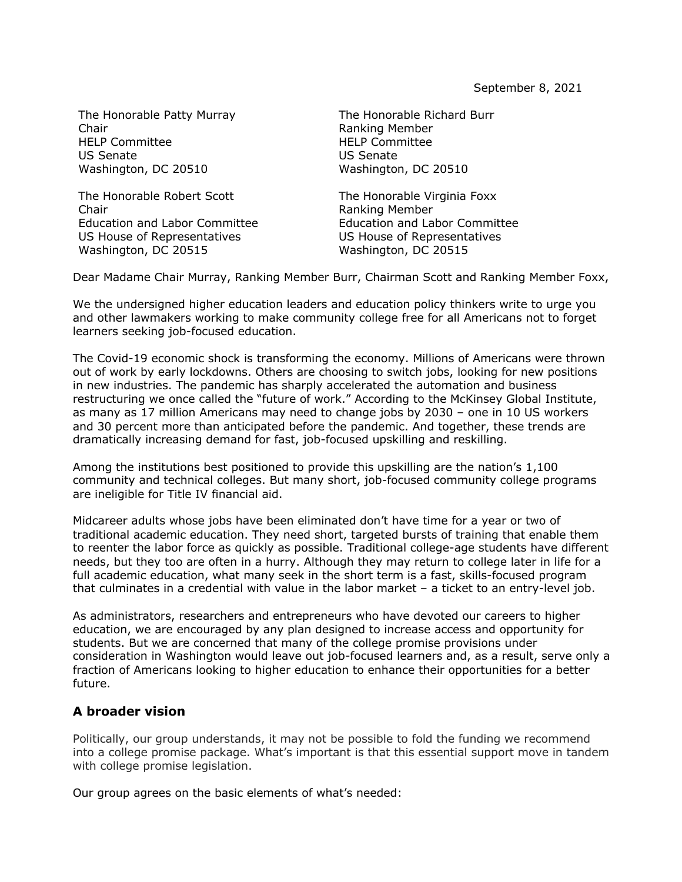September 8, 2021

The Honorable Patty Murray
Chair
HELP Committee
US Senate
Washington, DC 20510

The Honorable Richard Burr
Ranking Member
HELP Committee
US Senate
Washington, DC 20510

The Honorable Robert Scott
Chair
Education and Labor Committee
US House of Representatives
Washington, DC 20515

The Honorable Virginia Foxx
Ranking Member
Education and Labor Committee
US House of Representatives
Washington, DC 20515

Dear Madame Chair Murray, Ranking Member Burr, Chairman Scott and Ranking Member Foxx,

We the undersigned higher education leaders and education policy thinkers write to urge you and other lawmakers working to make community college free for all Americans not to forget learners seeking job-focused education.

The Covid-19 economic shock is transforming the economy. Millions of Americans were thrown out of work by early lockdowns. Others are choosing to switch jobs, looking for new positions in new industries. The pandemic has sharply accelerated the automation and business restructuring we once called the "future of work." According to the McKinsey Global Institute, as many as 17 million Americans may need to change jobs by 2030 – one in 10 US workers and 30 percent more than anticipated before the pandemic. And together, these trends are dramatically increasing demand for fast, job-focused upskilling and reskilling.

Among the institutions best positioned to provide this upskilling are the nation's 1,100 community and technical colleges. But many short, job-focused community college programs are ineligible for Title IV financial aid.

Midcareer adults whose jobs have been eliminated don't have time for a year or two of traditional academic education. They need short, targeted bursts of training that enable them to reenter the labor force as quickly as possible. Traditional college-age students have different needs, but they too are often in a hurry. Although they may return to college later in life for a full academic education, what many seek in the short term is a fast, skills-focused program that culminates in a credential with value in the labor market – a ticket to an entry-level job.

As administrators, researchers and entrepreneurs who have devoted our careers to higher education, we are encouraged by any plan designed to increase access and opportunity for students. But we are concerned that many of the college promise provisions under consideration in Washington would leave out job-focused learners and, as a result, serve only a fraction of Americans looking to higher education to enhance their opportunities for a better future.

## A broader vision

Politically, our group understands, it may not be possible to fold the funding we recommend into a college promise package. What's important is that this essential support move in tandem with college promise legislation.

Our group agrees on the basic elements of what's needed: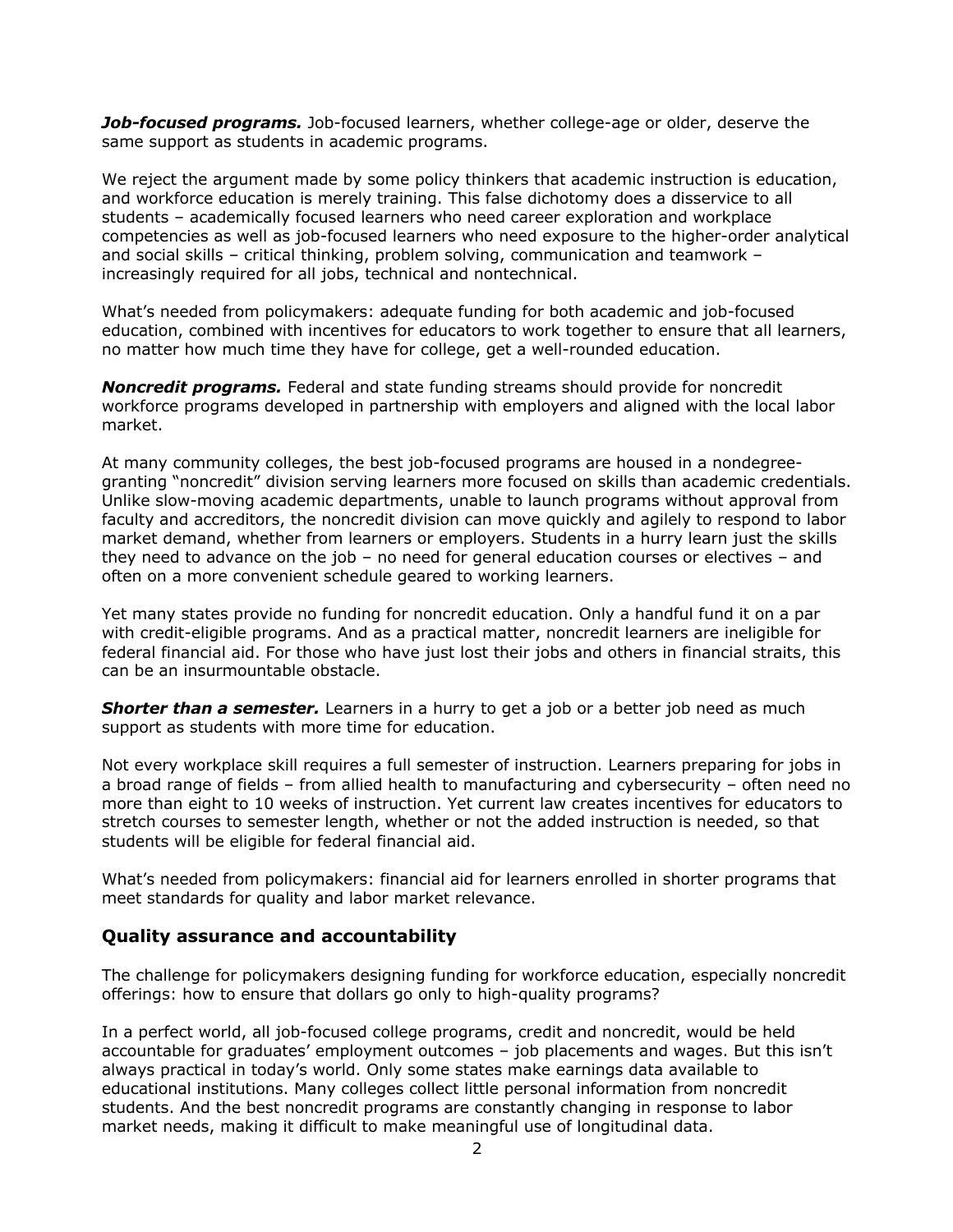***Job-focused programs.*** Job-focused learners, whether college-age or older, deserve the same support as students in academic programs.

We reject the argument made by some policy thinkers that academic instruction is education, and workforce education is merely training. This false dichotomy does a disservice to all students – academically focused learners who need career exploration and workplace competencies as well as job-focused learners who need exposure to the higher-order analytical and social skills – critical thinking, problem solving, communication and teamwork – increasingly required for all jobs, technical and nontechnical.

What's needed from policymakers: adequate funding for both academic and job-focused education, combined with incentives for educators to work together to ensure that all learners, no matter how much time they have for college, get a well-rounded education.

***Noncredit programs.*** Federal and state funding streams should provide for noncredit workforce programs developed in partnership with employers and aligned with the local labor market.

At many community colleges, the best job-focused programs are housed in a nondegree-granting "noncredit" division serving learners more focused on skills than academic credentials. Unlike slow-moving academic departments, unable to launch programs without approval from faculty and accreditors, the noncredit division can move quickly and agilely to respond to labor market demand, whether from learners or employers. Students in a hurry learn just the skills they need to advance on the job – no need for general education courses or electives – and often on a more convenient schedule geared to working learners.

Yet many states provide no funding for noncredit education. Only a handful fund it on a par with credit-eligible programs. And as a practical matter, noncredit learners are ineligible for federal financial aid. For those who have just lost their jobs and others in financial straits, this can be an insurmountable obstacle.

***Shorter than a semester.*** Learners in a hurry to get a job or a better job need as much support as students with more time for education.

Not every workplace skill requires a full semester of instruction. Learners preparing for jobs in a broad range of fields – from allied health to manufacturing and cybersecurity – often need no more than eight to 10 weeks of instruction. Yet current law creates incentives for educators to stretch courses to semester length, whether or not the added instruction is needed, so that students will be eligible for federal financial aid.

What's needed from policymakers: financial aid for learners enrolled in shorter programs that meet standards for quality and labor market relevance.

## Quality assurance and accountability

The challenge for policymakers designing funding for workforce education, especially noncredit offerings: how to ensure that dollars go only to high-quality programs?

In a perfect world, all job-focused college programs, credit and noncredit, would be held accountable for graduates' employment outcomes – job placements and wages. But this isn't always practical in today's world. Only some states make earnings data available to educational institutions. Many colleges collect little personal information from noncredit students. And the best noncredit programs are constantly changing in response to labor market needs, making it difficult to make meaningful use of longitudinal data.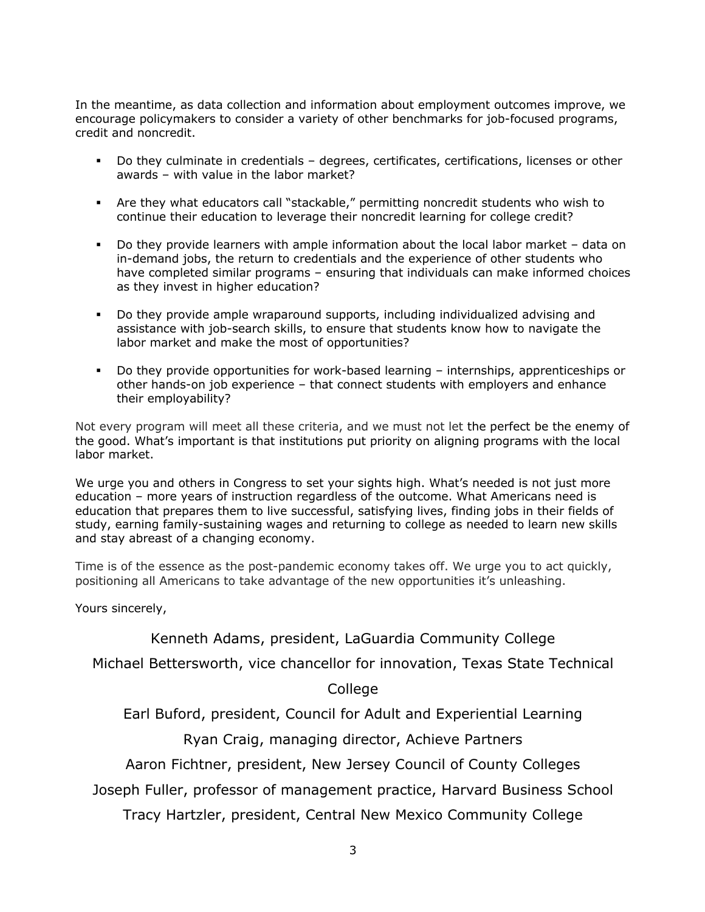In the meantime, as data collection and information about employment outcomes improve, we encourage policymakers to consider a variety of other benchmarks for job-focused programs, credit and noncredit.

- Do they culminate in credentials – degrees, certificates, certifications, licenses or other awards – with value in the labor market?
- Are they what educators call "stackable," permitting noncredit students who wish to continue their education to leverage their noncredit learning for college credit?
- Do they provide learners with ample information about the local labor market – data on in-demand jobs, the return to credentials and the experience of other students who have completed similar programs – ensuring that individuals can make informed choices as they invest in higher education?
- Do they provide ample wraparound supports, including individualized advising and assistance with job-search skills, to ensure that students know how to navigate the labor market and make the most of opportunities?
- Do they provide opportunities for work-based learning – internships, apprenticeships or other hands-on job experience – that connect students with employers and enhance their employability?

Not every program will meet all these criteria, and we must not let the perfect be the enemy of the good. What's important is that institutions put priority on aligning programs with the local labor market.

We urge you and others in Congress to set your sights high. What's needed is not just more education – more years of instruction regardless of the outcome. What Americans need is education that prepares them to live successful, satisfying lives, finding jobs in their fields of study, earning family-sustaining wages and returning to college as needed to learn new skills and stay abreast of a changing economy.

Time is of the essence as the post-pandemic economy takes off. We urge you to act quickly, positioning all Americans to take advantage of the new opportunities it's unleashing.

Yours sincerely,

Kenneth Adams, president, LaGuardia Community College

Michael Bettersworth, vice chancellor for innovation, Texas State Technical College

Earl Buford, president, Council for Adult and Experiential Learning

Ryan Craig, managing director, Achieve Partners

Aaron Fichtner, president, New Jersey Council of County Colleges

Joseph Fuller, professor of management practice, Harvard Business School

Tracy Hartzler, president, Central New Mexico Community College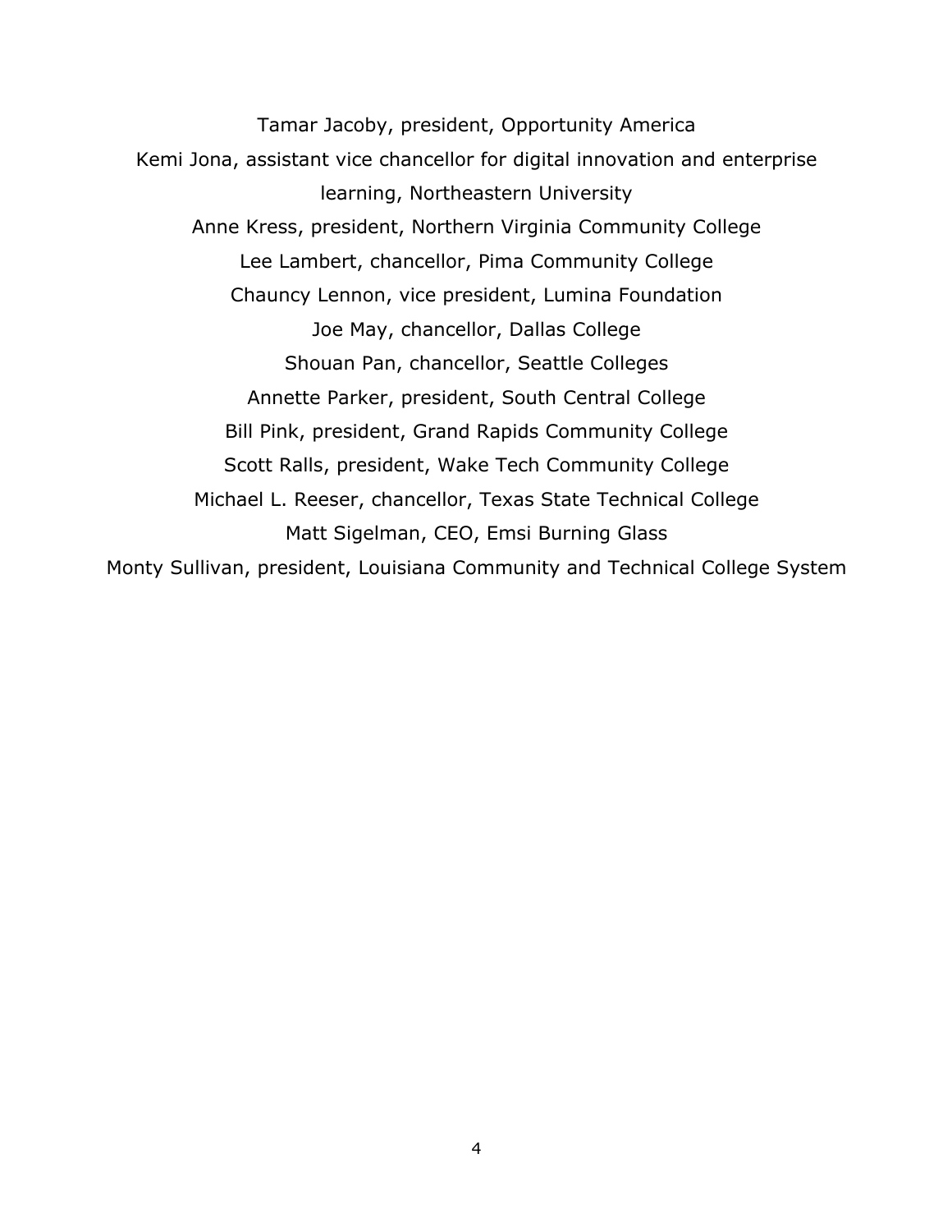Tamar Jacoby, president, Opportunity America

Kemi Jona, assistant vice chancellor for digital innovation and enterprise learning, Northeastern University

Anne Kress, president, Northern Virginia Community College

Lee Lambert, chancellor, Pima Community College

Chauncy Lennon, vice president, Lumina Foundation

Joe May, chancellor, Dallas College

Shouan Pan, chancellor, Seattle Colleges

Annette Parker, president, South Central College

Bill Pink, president, Grand Rapids Community College

Scott Ralls, president, Wake Tech Community College

Michael L. Reeser, chancellor, Texas State Technical College

Matt Sigelman, CEO, Emsi Burning Glass

Monty Sullivan, president, Louisiana Community and Technical College System